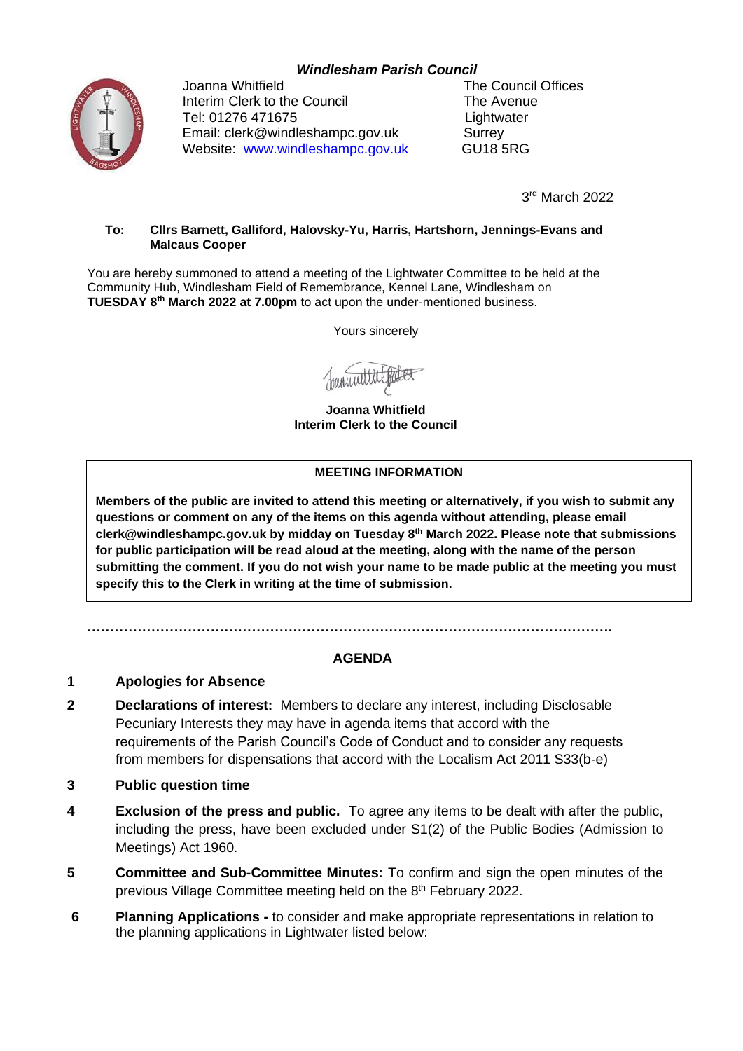***Windlesham Parish Council***

Joanna Whitfield
Interim Clerk to the Council
Tel: 01276 471675
Email: clerk@windleshampc.gov.uk
Website: [www.windleshampc.gov.uk](http://www.windleshampc.gov.uk)

The Council Offices
The Avenue
Lightwater
Surrey
GU18 5RG

3rd March 2022

**To: Cllrs Barnett, Galliford, Halovsky-Yu, Harris, Hartshorn, Jennings-Evans and Malcaus Cooper**

You are hereby summoned to attend a meeting of the Lightwater Committee to be held at the Community Hub, Windlesham Field of Remembrance, Kennel Lane, Windlesham on **TUESDAY 8th March 2022 at 7.00pm** to act upon the under-mentioned business.

Yours sincerely

**Joanna Whitfield**
**Interim Clerk to the Council**

---

**MEETING INFORMATION**

**Members of the public are invited to attend this meeting or alternatively, if you wish to submit any questions or comment on any of the items on this agenda without attending, please email clerk@windleshampc.gov.uk by midday on Tuesday 8th March 2022. Please note that submissions for public participation will be read aloud at the meeting, along with the name of the person submitting the comment. If you do not wish your name to be made public at the meeting you must specify this to the Clerk in writing at the time of submission.**

---

**AGENDA**

**1 Apologies for Absence**

**2 Declarations of interest:** Members to declare any interest, including Disclosable Pecuniary Interests they may have in agenda items that accord with the requirements of the Parish Council's Code of Conduct and to consider any requests from members for dispensations that accord with the Localism Act 2011 S33(b-e)

**3 Public question time**

**4 Exclusion of the press and public.** To agree any items to be dealt with after the public, including the press, have been excluded under S1(2) of the Public Bodies (Admission to Meetings) Act 1960.

**5 Committee and Sub-Committee Minutes:** To confirm and sign the open minutes of the previous Village Committee meeting held on the 8th February 2022.

**6 Planning Applications -** to consider and make appropriate representations in relation to the planning applications in Lightwater listed below: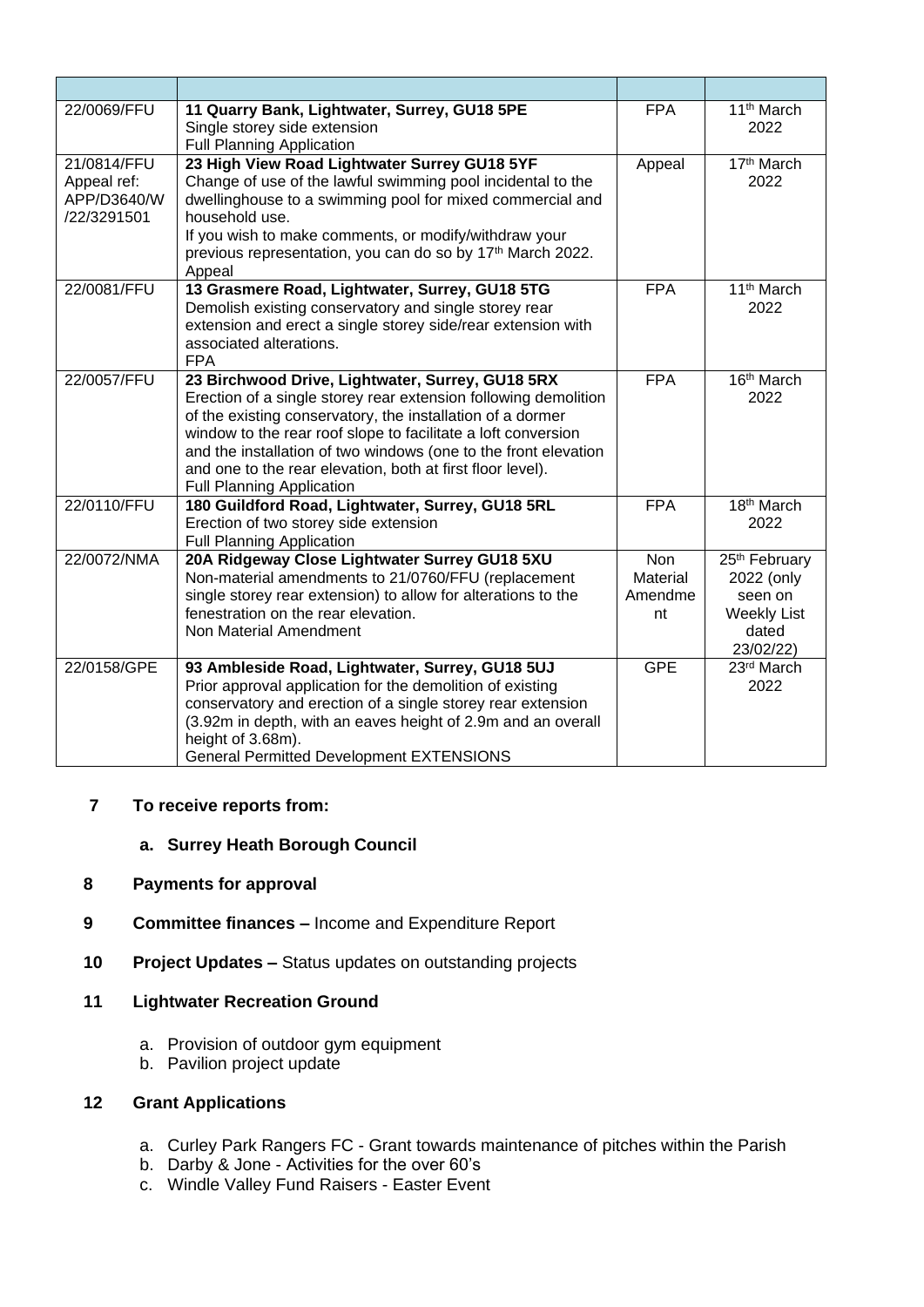| | | | |
|---|---|---|---|
| 22/0069/FFU | **11 Quarry Bank, Lightwater, Surrey, GU18 5PE**<br>Single storey side extension<br>Full Planning Application | FPA | 11th March 2022 |
| 21/0814/FFU Appeal ref: APP/D3640/W/22/3291501 | **23 High View Road Lightwater Surrey GU18 5YF**<br>Change of use of the lawful swimming pool incidental to the dwellinghouse to a swimming pool for mixed commercial and household use.<br>If you wish to make comments, or modify/withdraw your previous representation, you can do so by 17th March 2022.<br>Appeal | Appeal | 17th March 2022 |
| 22/0081/FFU | **13 Grasmere Road, Lightwater, Surrey, GU18 5TG**<br>Demolish existing conservatory and single storey rear extension and erect a single storey side/rear extension with associated alterations.<br>FPA | FPA | 11th March 2022 |
| 22/0057/FFU | **23 Birchwood Drive, Lightwater, Surrey, GU18 5RX**<br>Erection of a single storey rear extension following demolition of the existing conservatory, the installation of a dormer window to the rear roof slope to facilitate a loft conversion and the installation of two windows (one to the front elevation and one to the rear elevation, both at first floor level).<br>Full Planning Application | FPA | 16th March 2022 |
| 22/0110/FFU | **180 Guildford Road, Lightwater, Surrey, GU18 5RL**<br>Erection of two storey side extension<br>Full Planning Application | FPA | 18th March 2022 |
| 22/0072/NMA | **20A Ridgeway Close Lightwater Surrey GU18 5XU**<br>Non-material amendments to 21/0760/FFU (replacement single storey rear extension) to allow for alterations to the fenestration on the rear elevation.<br>Non Material Amendment | Non Material Amendment | 25th February 2022 (only seen on Weekly List dated 23/02/22) |
| 22/0158/GPE | **93 Ambleside Road, Lightwater, Surrey, GU18 5UJ**<br>Prior approval application for the demolition of existing conservatory and erection of a single storey rear extension (3.92m in depth, with an eaves height of 2.9m and an overall height of 3.68m).<br>General Permitted Development EXTENSIONS | GPE | 23rd March 2022 |

**7 To receive reports from:**

**a. Surrey Heath Borough Council**

**8 Payments for approval**

**9 Committee finances –** Income and Expenditure Report

**10 Project Updates –** Status updates on outstanding projects

**11 Lightwater Recreation Ground**

a. Provision of outdoor gym equipment
b. Pavilion project update

**12 Grant Applications**

a. Curley Park Rangers FC - Grant towards maintenance of pitches within the Parish
b. Darby & Jone - Activities for the over 60's
c. Windle Valley Fund Raisers - Easter Event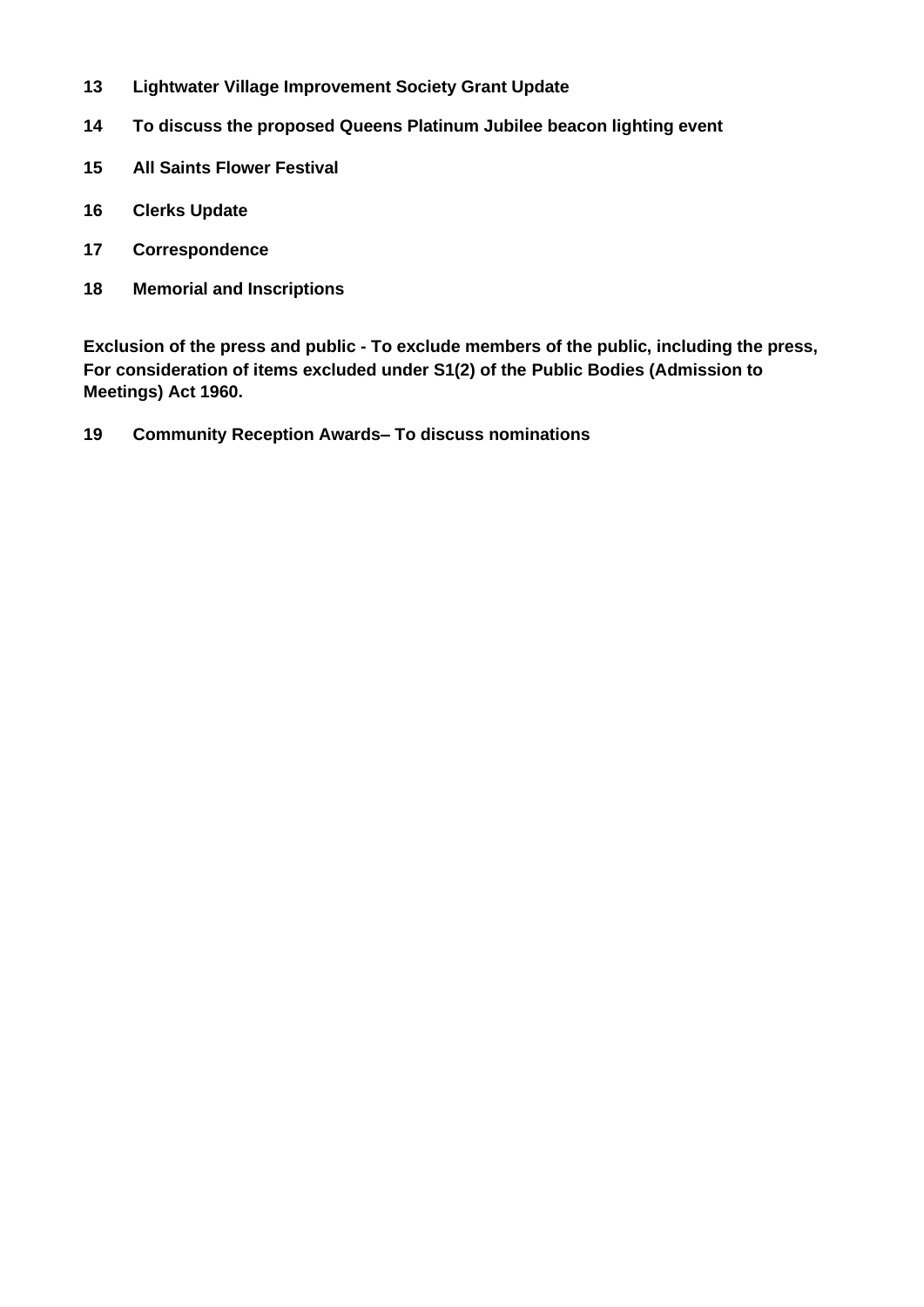**13 Lightwater Village Improvement Society Grant Update**

**14 To discuss the proposed Queens Platinum Jubilee beacon lighting event**

**15 All Saints Flower Festival**

**16 Clerks Update**

**17 Correspondence**

**18 Memorial and Inscriptions**

**Exclusion of the press and public - To exclude members of the public, including the press, For consideration of items excluded under S1(2) of the Public Bodies (Admission to Meetings) Act 1960.**

**19 Community Reception Awards– To discuss nominations**